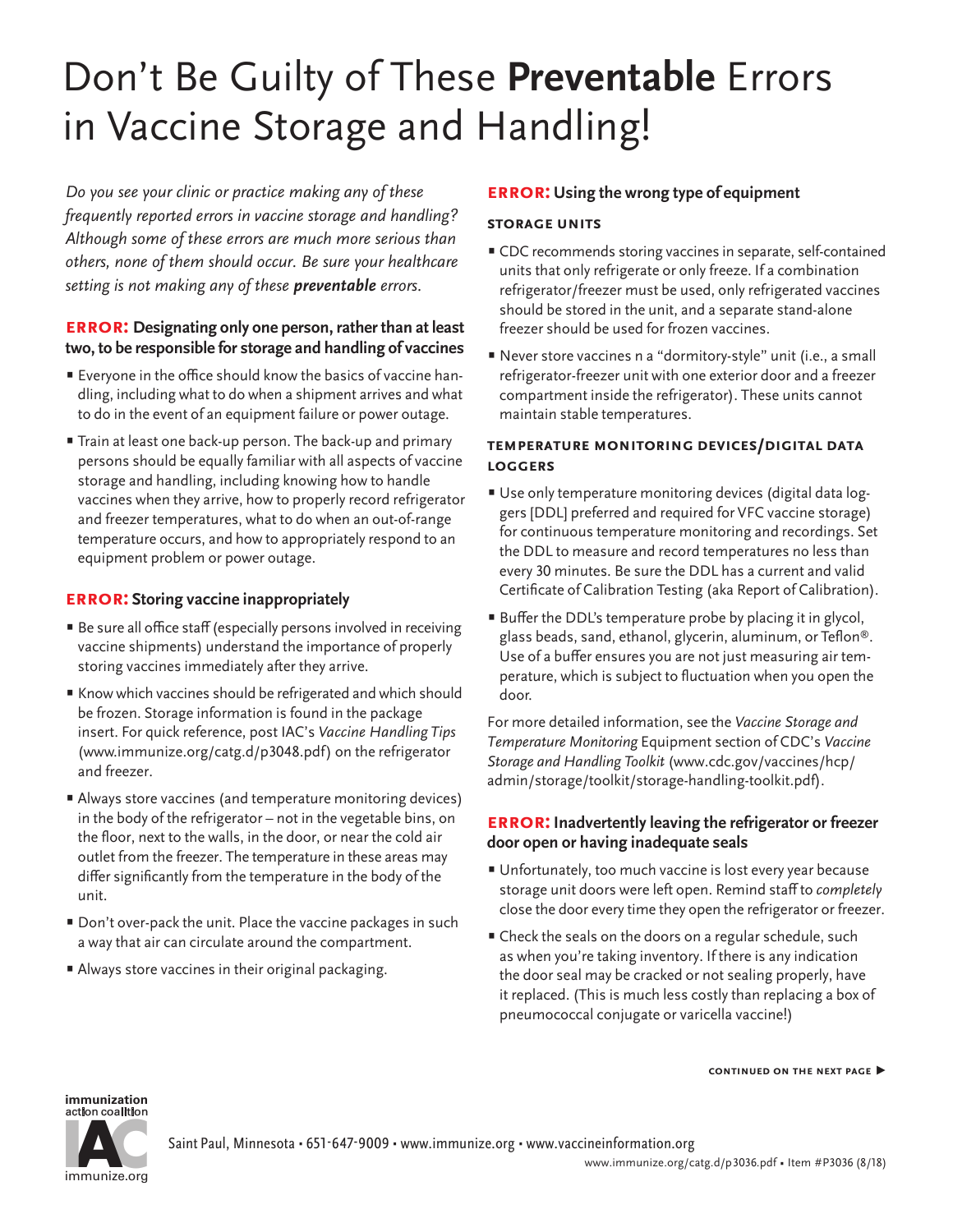# Don't Be Guilty of These **Preventable** Errors in Vaccine Storage and Handling!

*Do you see your clinic or practice making any of these frequently reported errors in vaccine storage and handling? Although some of these errors are much more serious than others, none of them should occur. Be sure your healthcare setting is not making any of these* ***preventable*** *errors.*

### **ERROR:** Designating only one person, rather than at least two, to be responsible for storage and handling of vaccines

- Everyone in the office should know the basics of vaccine handling, including what to do when a shipment arrives and what to do in the event of an equipment failure or power outage.
- Train at least one back-up person. The back-up and primary persons should be equally familiar with all aspects of vaccine storage and handling, including knowing how to handle vaccines when they arrive, how to properly record refrigerator and freezer temperatures, what to do when an out-of-range temperature occurs, and how to appropriately respond to an equipment problem or power outage.

### **ERROR:** Storing vaccine inappropriately

- Be sure all office staff (especially persons involved in receiving vaccine shipments) understand the importance of properly storing vaccines immediately after they arrive.
- Know which vaccines should be refrigerated and which should be frozen. Storage information is found in the package insert. For quick reference, post IAC's *Vaccine Handling Tips* (www.immunize.org/catg.d/p3048.pdf) on the refrigerator and freezer.
- Always store vaccines (and temperature monitoring devices) in the body of the refrigerator – not in the vegetable bins, on the floor, next to the walls, in the door, or near the cold air outlet from the freezer. The temperature in these areas may differ significantly from the temperature in the body of the unit.
- Don't over-pack the unit. Place the vaccine packages in such a way that air can circulate around the compartment.
- Always store vaccines in their original packaging.

### **ERROR:** Using the wrong type of equipment

#### Storage units

- CDC recommends storing vaccines in separate, self-contained units that only refrigerate or only freeze. If a combination refrigerator/freezer must be used, only refrigerated vaccines should be stored in the unit, and a separate stand-alone freezer should be used for frozen vaccines.
- Never store vaccines n a "dormitory-style" unit (i.e., a small refrigerator-freezer unit with one exterior door and a freezer compartment inside the refrigerator). These units cannot maintain stable temperatures.

#### Temperature monitoring devices/digital data loggers

- Use only temperature monitoring devices (digital data loggers [DDL] preferred and required for VFC vaccine storage) for continuous temperature monitoring and recordings. Set the DDL to measure and record temperatures no less than every 30 minutes. Be sure the DDL has a current and valid Certificate of Calibration Testing (aka Report of Calibration).
- Buffer the DDL's temperature probe by placing it in glycol, glass beads, sand, ethanol, glycerin, aluminum, or Teflon®. Use of a buffer ensures you are not just measuring air temperature, which is subject to fluctuation when you open the door.

For more detailed information, see the *Vaccine Storage and Temperature Monitoring* Equipment section of CDC's *Vaccine Storage and Handling Toolkit* (www.cdc.gov/vaccines/hcp/admin/storage/toolkit/storage-handling-toolkit.pdf).

### **ERROR:** Inadvertently leaving the refrigerator or freezer door open or having inadequate seals

- Unfortunately, too much vaccine is lost every year because storage unit doors were left open. Remind staff to *completely* close the door every time they open the refrigerator or freezer.
- Check the seals on the doors on a regular schedule, such as when you're taking inventory. If there is any indication the door seal may be cracked or not sealing properly, have it replaced. (This is much less costly than replacing a box of pneumococcal conjugate or varicella vaccine!)

continued on the next page ▶

immunization action coalition

Saint Paul, Minnesota • 651-647-9009 • www.immunize.org • www.vaccineinformation.org

www.immunize.org/catg.d/p3036.pdf • Item #P3036 (8/18)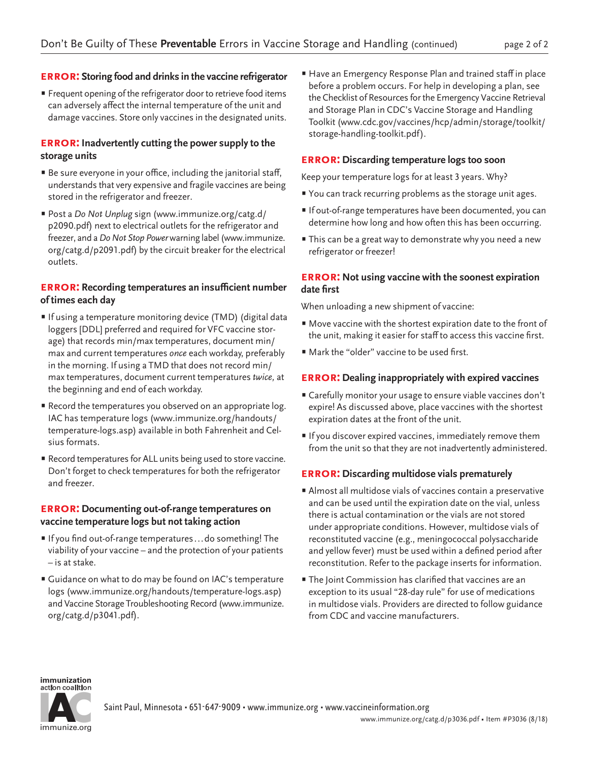### **ERROR:** Storing food and drinks in the vaccine refrigerator

- Frequent opening of the refrigerator door to retrieve food items can adversely affect the internal temperature of the unit and damage vaccines. Store only vaccines in the designated units.

### **ERROR:** Inadvertently cutting the power supply to the storage units

- Be sure everyone in your office, including the janitorial staff, understands that very expensive and fragile vaccines are being stored in the refrigerator and freezer.
- Post a *Do Not Unplug* sign (www.immunize.org/catg.d/p2090.pdf) next to electrical outlets for the refrigerator and freezer, and a *Do Not Stop Power* warning label (www.immunize.org/catg.d/p2091.pdf) by the circuit breaker for the electrical outlets.

### **ERROR:** Recording temperatures an insufficient number of times each day

- If using a temperature monitoring device (TMD) (digital data loggers [DDL] preferred and required for VFC vaccine storage) that records min/max temperatures, document min/max and current temperatures *once* each workday, preferably in the morning. If using a TMD that does not record min/max temperatures, document current temperatures *twice*, at the beginning and end of each workday.
- Record the temperatures you observed on an appropriate log. IAC has temperature logs (www.immunize.org/handouts/temperature-logs.asp) available in both Fahrenheit and Celsius formats.
- Record temperatures for ALL units being used to store vaccine. Don't forget to check temperatures for both the refrigerator and freezer.

### **ERROR:** Documenting out-of-range temperatures on vaccine temperature logs but not taking action

- If you find out-of-range temperatures … do something! The viability of your vaccine – and the protection of your patients – is at stake.
- Guidance on what to do may be found on IAC's temperature logs (www.immunize.org/handouts/temperature-logs.asp) and Vaccine Storage Troubleshooting Record (www.immunize.org/catg.d/p3041.pdf).
- Have an Emergency Response Plan and trained staff in place before a problem occurs. For help in developing a plan, see the Checklist of Resources for the Emergency Vaccine Retrieval and Storage Plan in CDC's Vaccine Storage and Handling Toolkit (www.cdc.gov/vaccines/hcp/admin/storage/toolkit/storage-handling-toolkit.pdf).

### **ERROR:** Discarding temperature logs too soon

Keep your temperature logs for at least 3 years. Why?

- You can track recurring problems as the storage unit ages.
- If out-of-range temperatures have been documented, you can determine how long and how often this has been occurring.
- This can be a great way to demonstrate why you need a new refrigerator or freezer!

### **ERROR:** Not using vaccine with the soonest expiration date first

When unloading a new shipment of vaccine:

- Move vaccine with the shortest expiration date to the front of the unit, making it easier for staff to access this vaccine first.
- Mark the "older" vaccine to be used first.

### **ERROR:** Dealing inappropriately with expired vaccines

- Carefully monitor your usage to ensure viable vaccines don't expire! As discussed above, place vaccines with the shortest expiration dates at the front of the unit.
- If you discover expired vaccines, immediately remove them from the unit so that they are not inadvertently administered.

### **ERROR:** Discarding multidose vials prematurely

- Almost all multidose vials of vaccines contain a preservative and can be used until the expiration date on the vial, unless there is actual contamination or the vials are not stored under appropriate conditions. However, multidose vials of reconstituted vaccine (e.g., meningococcal polysaccharide and yellow fever) must be used within a defined period after reconstitution. Refer to the package inserts for information.
- The Joint Commission has clarified that vaccines are an exception to its usual "28-day rule" for use of medications in multidose vials. Providers are directed to follow guidance from CDC and vaccine manufacturers.

immunization action coalition

Saint Paul, Minnesota • 651-647-9009 • www.immunize.org • www.vaccineinformation.org

www.immunize.org/catg.d/p3036.pdf • Item #P3036 (8/18)